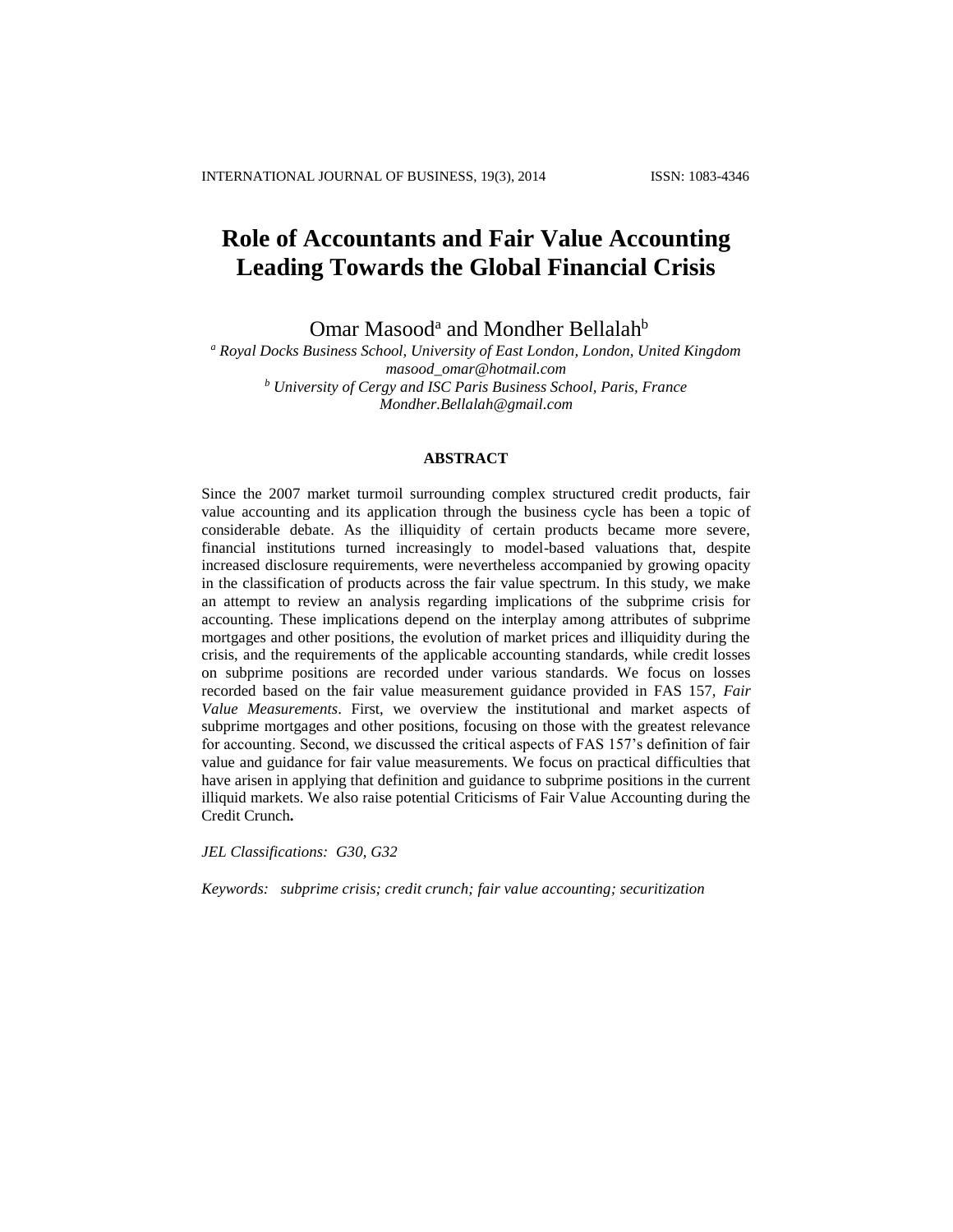# Role of Accountants and Fair Value Accounting Leading Towards the Global Financial Crisis

Omar Masood[a] and Mondher Bellalah[b]

[a] *Royal Docks Business School, University of East London, London, United Kingdom*
*masood_omar@hotmail.com*
[b] *University of Cergy and ISC Paris Business School, Paris, France*
*Mondher.Bellalah@gmail.com*

## ABSTRACT

Since the 2007 market turmoil surrounding complex structured credit products, fair value accounting and its application through the business cycle has been a topic of considerable debate. As the illiquidity of certain products became more severe, financial institutions turned increasingly to model-based valuations that, despite increased disclosure requirements, were nevertheless accompanied by growing opacity in the classification of products across the fair value spectrum. In this study, we make an attempt to review an analysis regarding implications of the subprime crisis for accounting. These implications depend on the interplay among attributes of subprime mortgages and other positions, the evolution of market prices and illiquidity during the crisis, and the requirements of the applicable accounting standards, while credit losses on subprime positions are recorded under various standards. We focus on losses recorded based on the fair value measurement guidance provided in FAS 157, *Fair Value Measurements*. First, we overview the institutional and market aspects of subprime mortgages and other positions, focusing on those with the greatest relevance for accounting. Second, we discussed the critical aspects of FAS 157's definition of fair value and guidance for fair value measurements. We focus on practical difficulties that have arisen in applying that definition and guidance to subprime positions in the current illiquid markets. We also raise potential Criticisms of Fair Value Accounting during the Credit Crunch**.**

*JEL Classifications: G30, G32*

*Keywords: subprime crisis; credit crunch; fair value accounting; securitization*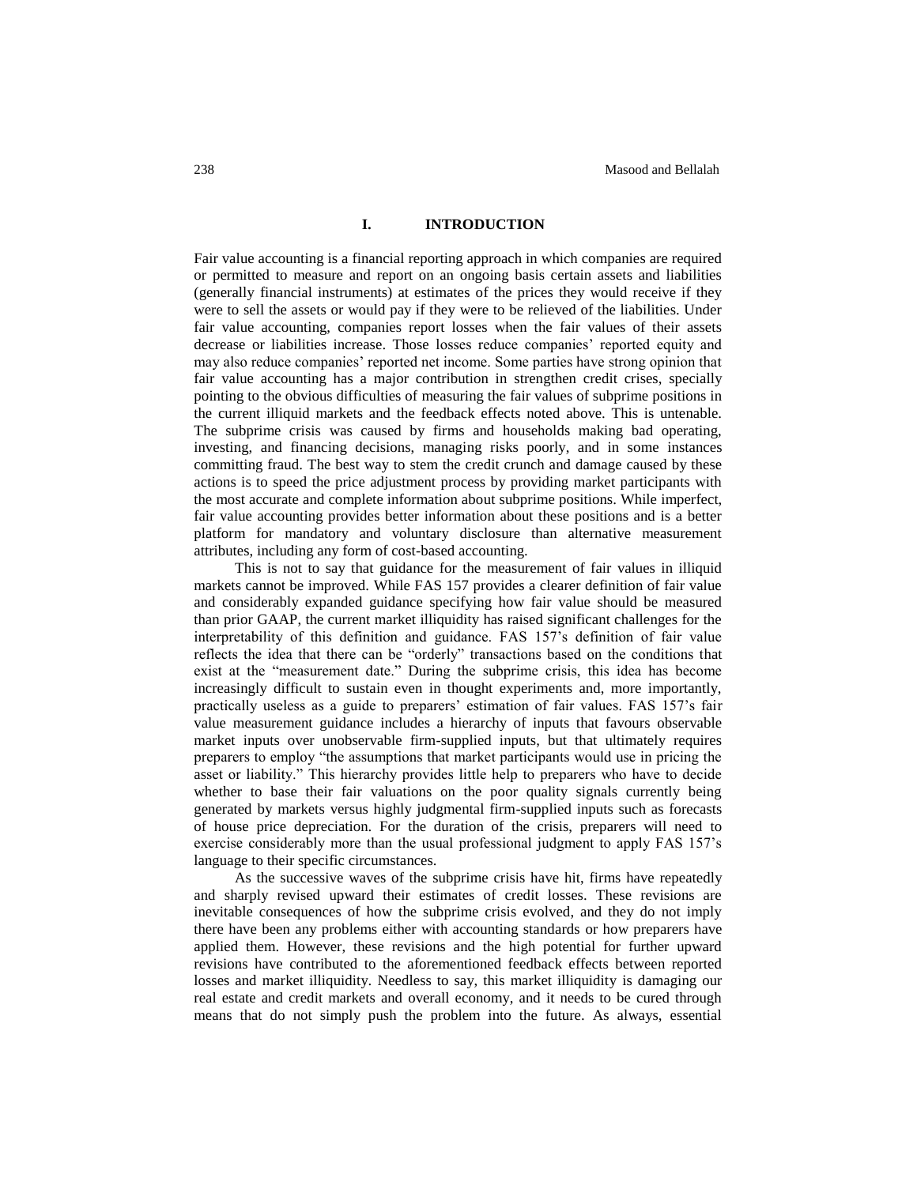## I. INTRODUCTION

Fair value accounting is a financial reporting approach in which companies are required or permitted to measure and report on an ongoing basis certain assets and liabilities (generally financial instruments) at estimates of the prices they would receive if they were to sell the assets or would pay if they were to be relieved of the liabilities. Under fair value accounting, companies report losses when the fair values of their assets decrease or liabilities increase. Those losses reduce companies' reported equity and may also reduce companies' reported net income. Some parties have strong opinion that fair value accounting has a major contribution in strengthen credit crises, specially pointing to the obvious difficulties of measuring the fair values of subprime positions in the current illiquid markets and the feedback effects noted above. This is untenable. The subprime crisis was caused by firms and households making bad operating, investing, and financing decisions, managing risks poorly, and in some instances committing fraud. The best way to stem the credit crunch and damage caused by these actions is to speed the price adjustment process by providing market participants with the most accurate and complete information about subprime positions. While imperfect, fair value accounting provides better information about these positions and is a better platform for mandatory and voluntary disclosure than alternative measurement attributes, including any form of cost-based accounting.

This is not to say that guidance for the measurement of fair values in illiquid markets cannot be improved. While FAS 157 provides a clearer definition of fair value and considerably expanded guidance specifying how fair value should be measured than prior GAAP, the current market illiquidity has raised significant challenges for the interpretability of this definition and guidance. FAS 157's definition of fair value reflects the idea that there can be "orderly" transactions based on the conditions that exist at the "measurement date." During the subprime crisis, this idea has become increasingly difficult to sustain even in thought experiments and, more importantly, practically useless as a guide to preparers' estimation of fair values. FAS 157's fair value measurement guidance includes a hierarchy of inputs that favours observable market inputs over unobservable firm-supplied inputs, but that ultimately requires preparers to employ "the assumptions that market participants would use in pricing the asset or liability." This hierarchy provides little help to preparers who have to decide whether to base their fair valuations on the poor quality signals currently being generated by markets versus highly judgmental firm-supplied inputs such as forecasts of house price depreciation. For the duration of the crisis, preparers will need to exercise considerably more than the usual professional judgment to apply FAS 157's language to their specific circumstances.

As the successive waves of the subprime crisis have hit, firms have repeatedly and sharply revised upward their estimates of credit losses. These revisions are inevitable consequences of how the subprime crisis evolved, and they do not imply there have been any problems either with accounting standards or how preparers have applied them. However, these revisions and the high potential for further upward revisions have contributed to the aforementioned feedback effects between reported losses and market illiquidity. Needless to say, this market illiquidity is damaging our real estate and credit markets and overall economy, and it needs to be cured through means that do not simply push the problem into the future. As always, essential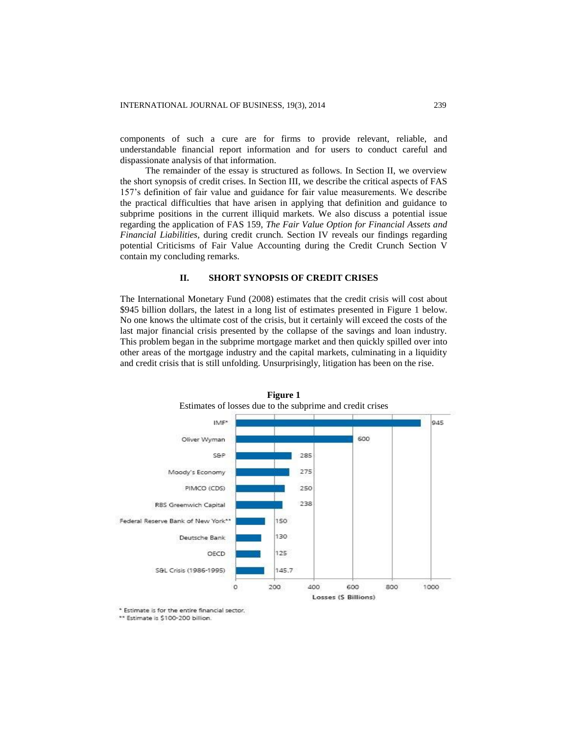components of such a cure are for firms to provide relevant, reliable, and understandable financial report information and for users to conduct careful and dispassionate analysis of that information.

The remainder of the essay is structured as follows. In Section II, we overview the short synopsis of credit crises. In Section III, we describe the critical aspects of FAS 157's definition of fair value and guidance for fair value measurements. We describe the practical difficulties that have arisen in applying that definition and guidance to subprime positions in the current illiquid markets. We also discuss a potential issue regarding the application of FAS 159, *The Fair Value Option for Financial Assets and Financial Liabilities*, during credit crunch. Section IV reveals our findings regarding potential Criticisms of Fair Value Accounting during the Credit Crunch Section V contain my concluding remarks.

## II. SHORT SYNOPSIS OF CREDIT CRISES

The International Monetary Fund (2008) estimates that the credit crisis will cost about $945 billion dollars, the latest in a long list of estimates presented in Figure 1 below. No one knows the ultimate cost of the crisis, but it certainly will exceed the costs of the last major financial crisis presented by the collapse of the savings and loan industry. This problem began in the subprime mortgage market and then quickly spilled over into other areas of the mortgage industry and the capital markets, culminating in a liquidity and credit crisis that is still unfolding. Unsurprisingly, litigation has been on the rise.

**Figure 1**
Estimates of losses due to the subprime and credit crises

| Source | Losses ($ Billions) |
|---|---|
| IMF* | 945 |
| Oliver Wyman | 600 |
| S&P | 285 |
| Moody's Economy | 275 |
| PIMCO (CDS) | 250 |
| RBS Greenwich Capital | 238 |
| Federal Reserve Bank of New York** | 150 |
| Deutsche Bank | 130 |
| OECD | 125 |
| S&L Crisis (1986-1995) | 145.7 |

\* Estimate is for the entire financial sector.
\** Estimate is $100-200 billion.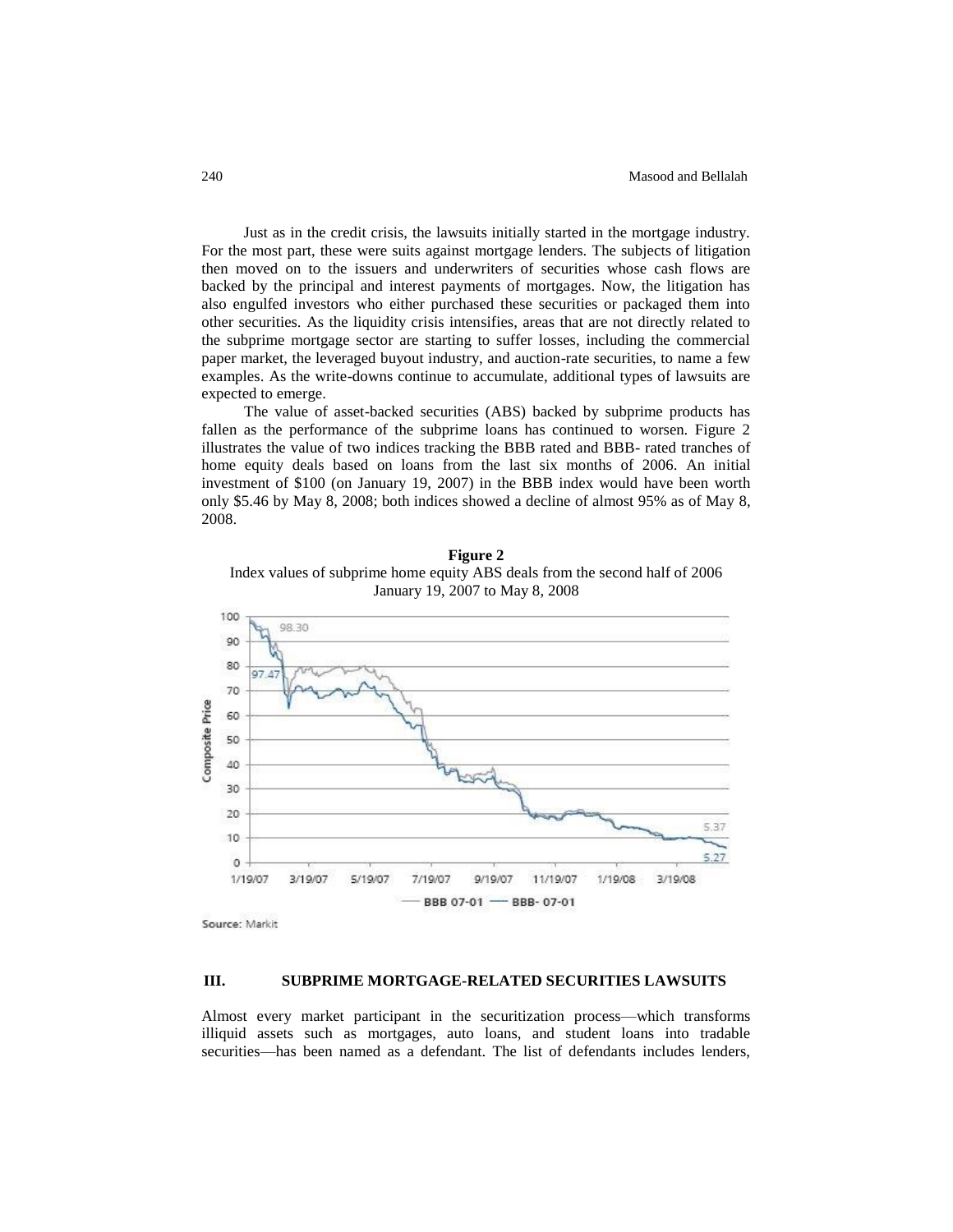Just as in the credit crisis, the lawsuits initially started in the mortgage industry. For the most part, these were suits against mortgage lenders. The subjects of litigation then moved on to the issuers and underwriters of securities whose cash flows are backed by the principal and interest payments of mortgages. Now, the litigation has also engulfed investors who either purchased these securities or packaged them into other securities. As the liquidity crisis intensifies, areas that are not directly related to the subprime mortgage sector are starting to suffer losses, including the commercial paper market, the leveraged buyout industry, and auction-rate securities, to name a few examples. As the write-downs continue to accumulate, additional types of lawsuits are expected to emerge.

The value of asset-backed securities (ABS) backed by subprime products has fallen as the performance of the subprime loans has continued to worsen. Figure 2 illustrates the value of two indices tracking the BBB rated and BBB- rated tranches of home equity deals based on loans from the last six months of 2006. An initial investment of $100 (on January 19, 2007) in the BBB index would have been worth only $5.46 by May 8, 2008; both indices showed a decline of almost 95% as of May 8, 2008.

**Figure 2**

Index values of subprime home equity ABS deals from the second half of 2006
January 19, 2007 to May 8, 2008

Source: Markit

## III. SUBPRIME MORTGAGE-RELATED SECURITIES LAWSUITS

Almost every market participant in the securitization process—which transforms illiquid assets such as mortgages, auto loans, and student loans into tradable securities—has been named as a defendant. The list of defendants includes lenders,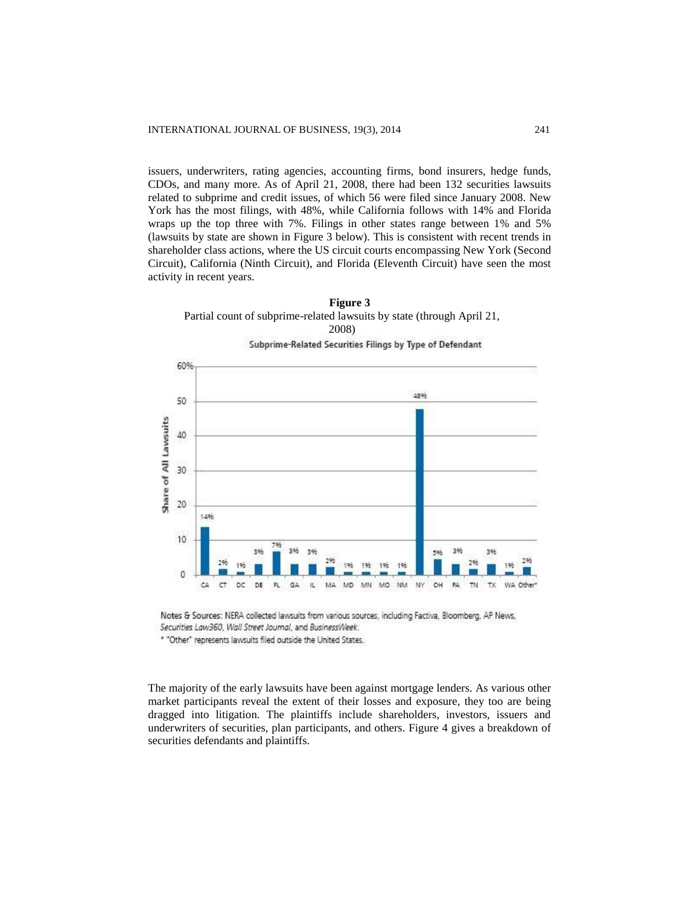issuers, underwriters, rating agencies, accounting firms, bond insurers, hedge funds, CDOs, and many more. As of April 21, 2008, there had been 132 securities lawsuits related to subprime and credit issues, of which 56 were filed since January 2008. New York has the most filings, with 48%, while California follows with 14% and Florida wraps up the top three with 7%. Filings in other states range between 1% and 5% (lawsuits by state are shown in Figure 3 below). This is consistent with recent trends in shareholder class actions, where the US circuit courts encompassing New York (Second Circuit), California (Ninth Circuit), and Florida (Eleventh Circuit) have seen the most activity in recent years.

**Figure 3**
Partial count of subprime-related lawsuits by state (through April 21, 2008)

Subprime-Related Securities Filings by Type of Defendant

| State | Share of All Lawsuits |
| --- | --- |
| CA | 14% |
| CT | 2% |
| DC | 1% |
| DE | 3% |
| FL | 7% |
| GA | 3% |
| IL | 3% |
| MA | 2% |
| MD | 1% |
| MN | 1% |
| MO | 1% |
| NM | 1% |
| NY | 48% |
| OH | 5% |
| PA | 3% |
| TN | 2% |
| TX | 3% |
| WA | 1% |
| Other* | 2% |

Notes & Sources: NERA collected lawsuits from various sources, including Factiva, Bloomberg, AP News, *Securities Law360*, *Wall Street Journal*, and *BusinessWeek*.

* "Other" represents lawsuits filed outside the United States.

The majority of the early lawsuits have been against mortgage lenders. As various other market participants reveal the extent of their losses and exposure, they too are being dragged into litigation. The plaintiffs include shareholders, investors, issuers and underwriters of securities, plan participants, and others. Figure 4 gives a breakdown of securities defendants and plaintiffs.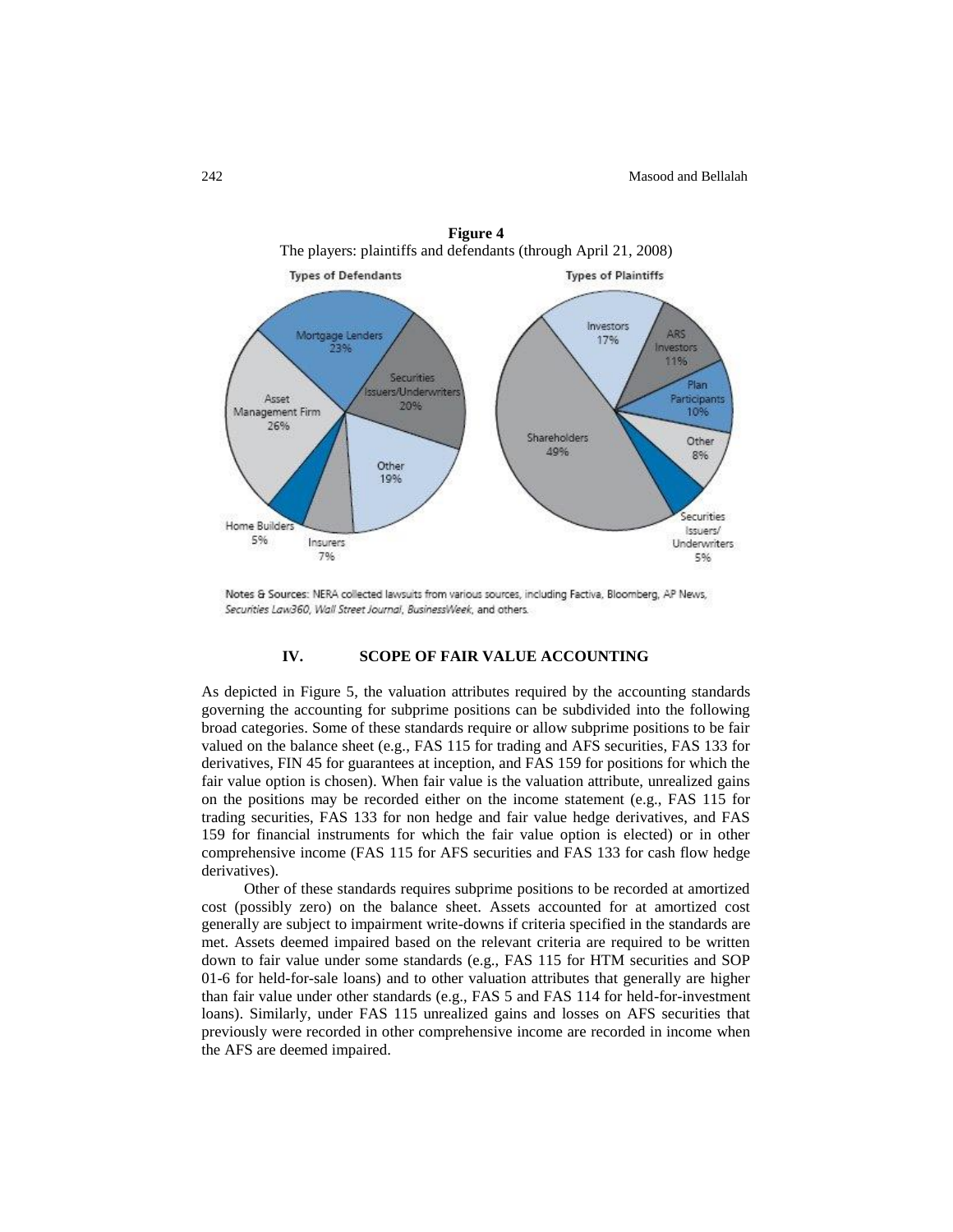**Figure 4**
The players: plaintiffs and defendants (through April 21, 2008)

Notes & Sources: NERA collected lawsuits from various sources, including Factiva, Bloomberg, AP News, *Securities Law360*, *Wall Street Journal*, *BusinessWeek*, and others.

## IV. SCOPE OF FAIR VALUE ACCOUNTING

As depicted in Figure 5, the valuation attributes required by the accounting standards governing the accounting for subprime positions can be subdivided into the following broad categories. Some of these standards require or allow subprime positions to be fair valued on the balance sheet (e.g., FAS 115 for trading and AFS securities, FAS 133 for derivatives, FIN 45 for guarantees at inception, and FAS 159 for positions for which the fair value option is chosen). When fair value is the valuation attribute, unrealized gains on the positions may be recorded either on the income statement (e.g., FAS 115 for trading securities, FAS 133 for non hedge and fair value hedge derivatives, and FAS 159 for financial instruments for which the fair value option is elected) or in other comprehensive income (FAS 115 for AFS securities and FAS 133 for cash flow hedge derivatives).

Other of these standards requires subprime positions to be recorded at amortized cost (possibly zero) on the balance sheet. Assets accounted for at amortized cost generally are subject to impairment write-downs if criteria specified in the standards are met. Assets deemed impaired based on the relevant criteria are required to be written down to fair value under some standards (e.g., FAS 115 for HTM securities and SOP 01-6 for held-for-sale loans) and to other valuation attributes that generally are higher than fair value under other standards (e.g., FAS 5 and FAS 114 for held-for-investment loans). Similarly, under FAS 115 unrealized gains and losses on AFS securities that previously were recorded in other comprehensive income are recorded in income when the AFS are deemed impaired.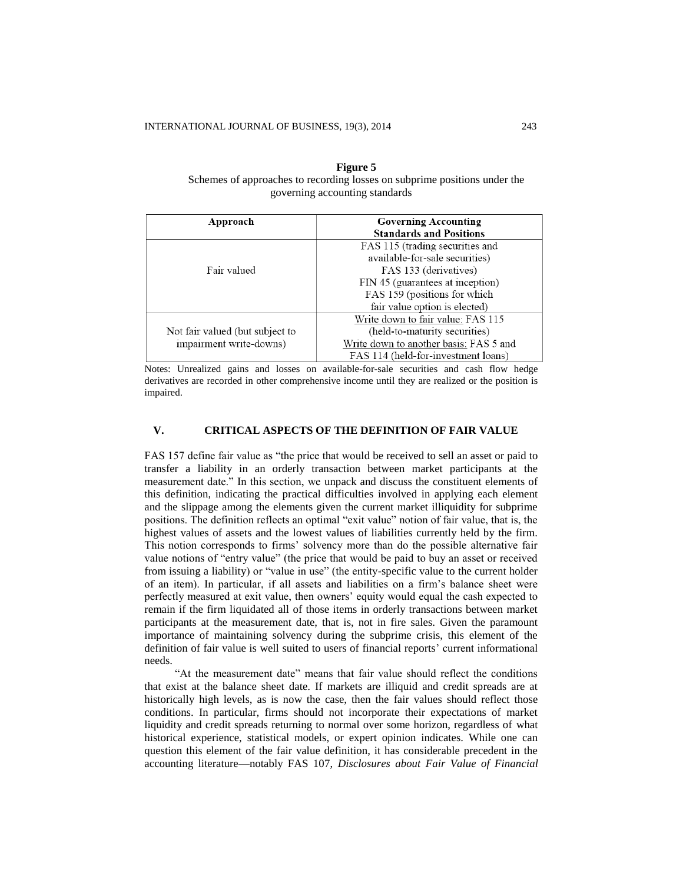**Figure 5**

Schemes of approaches to recording losses on subprime positions under the governing accounting standards

| Approach | Governing Accounting Standards and Positions |
|---|---|
| Fair valued | FAS 115 (trading securities and available-for-sale securities)<br>FAS 133 (derivatives)<br>FIN 45 (guarantees at inception)<br>FAS 159 (positions for which fair value option is elected) |
| Not fair valued (but subject to impairment write-downs) | Write down to fair value: FAS 115 (held-to-maturity securities)<br>Write down to another basis: FAS 5 and FAS 114 (held-for-investment loans) |

Notes: Unrealized gains and losses on available-for-sale securities and cash flow hedge derivatives are recorded in other comprehensive income until they are realized or the position is impaired.

## V. CRITICAL ASPECTS OF THE DEFINITION OF FAIR VALUE

FAS 157 define fair value as "the price that would be received to sell an asset or paid to transfer a liability in an orderly transaction between market participants at the measurement date." In this section, we unpack and discuss the constituent elements of this definition, indicating the practical difficulties involved in applying each element and the slippage among the elements given the current market illiquidity for subprime positions. The definition reflects an optimal "exit value" notion of fair value, that is, the highest values of assets and the lowest values of liabilities currently held by the firm. This notion corresponds to firms' solvency more than do the possible alternative fair value notions of "entry value" (the price that would be paid to buy an asset or received from issuing a liability) or "value in use" (the entity-specific value to the current holder of an item). In particular, if all assets and liabilities on a firm's balance sheet were perfectly measured at exit value, then owners' equity would equal the cash expected to remain if the firm liquidated all of those items in orderly transactions between market participants at the measurement date, that is, not in fire sales. Given the paramount importance of maintaining solvency during the subprime crisis, this element of the definition of fair value is well suited to users of financial reports' current informational needs.

"At the measurement date" means that fair value should reflect the conditions that exist at the balance sheet date. If markets are illiquid and credit spreads are at historically high levels, as is now the case, then the fair values should reflect those conditions. In particular, firms should not incorporate their expectations of market liquidity and credit spreads returning to normal over some horizon, regardless of what historical experience, statistical models, or expert opinion indicates. While one can question this element of the fair value definition, it has considerable precedent in the accounting literature—notably FAS 107, *Disclosures about Fair Value of Financial*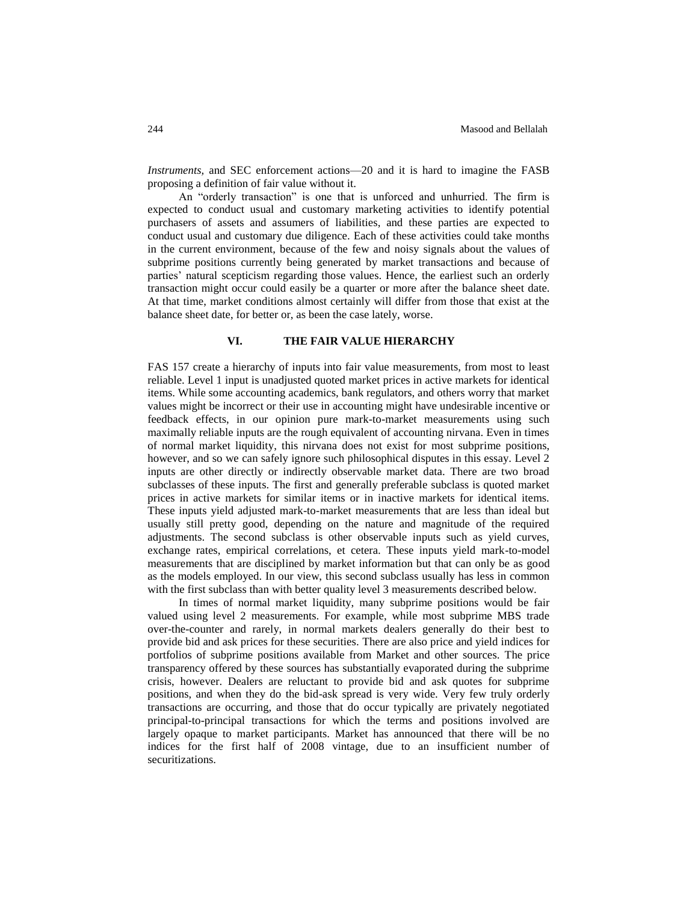*Instruments,* and SEC enforcement actions—20 and it is hard to imagine the FASB proposing a definition of fair value without it.

An "orderly transaction" is one that is unforced and unhurried. The firm is expected to conduct usual and customary marketing activities to identify potential purchasers of assets and assumers of liabilities, and these parties are expected to conduct usual and customary due diligence. Each of these activities could take months in the current environment, because of the few and noisy signals about the values of subprime positions currently being generated by market transactions and because of parties' natural scepticism regarding those values. Hence, the earliest such an orderly transaction might occur could easily be a quarter or more after the balance sheet date. At that time, market conditions almost certainly will differ from those that exist at the balance sheet date, for better or, as been the case lately, worse.

## VI. THE FAIR VALUE HIERARCHY

FAS 157 create a hierarchy of inputs into fair value measurements, from most to least reliable. Level 1 input is unadjusted quoted market prices in active markets for identical items. While some accounting academics, bank regulators, and others worry that market values might be incorrect or their use in accounting might have undesirable incentive or feedback effects, in our opinion pure mark-to-market measurements using such maximally reliable inputs are the rough equivalent of accounting nirvana. Even in times of normal market liquidity, this nirvana does not exist for most subprime positions, however, and so we can safely ignore such philosophical disputes in this essay. Level 2 inputs are other directly or indirectly observable market data. There are two broad subclasses of these inputs. The first and generally preferable subclass is quoted market prices in active markets for similar items or in inactive markets for identical items. These inputs yield adjusted mark-to-market measurements that are less than ideal but usually still pretty good, depending on the nature and magnitude of the required adjustments. The second subclass is other observable inputs such as yield curves, exchange rates, empirical correlations, et cetera. These inputs yield mark-to-model measurements that are disciplined by market information but that can only be as good as the models employed. In our view, this second subclass usually has less in common with the first subclass than with better quality level 3 measurements described below.

In times of normal market liquidity, many subprime positions would be fair valued using level 2 measurements. For example, while most subprime MBS trade over-the-counter and rarely, in normal markets dealers generally do their best to provide bid and ask prices for these securities. There are also price and yield indices for portfolios of subprime positions available from Market and other sources. The price transparency offered by these sources has substantially evaporated during the subprime crisis, however. Dealers are reluctant to provide bid and ask quotes for subprime positions, and when they do the bid-ask spread is very wide. Very few truly orderly transactions are occurring, and those that do occur typically are privately negotiated principal-to-principal transactions for which the terms and positions involved are largely opaque to market participants. Market has announced that there will be no indices for the first half of 2008 vintage, due to an insufficient number of securitizations.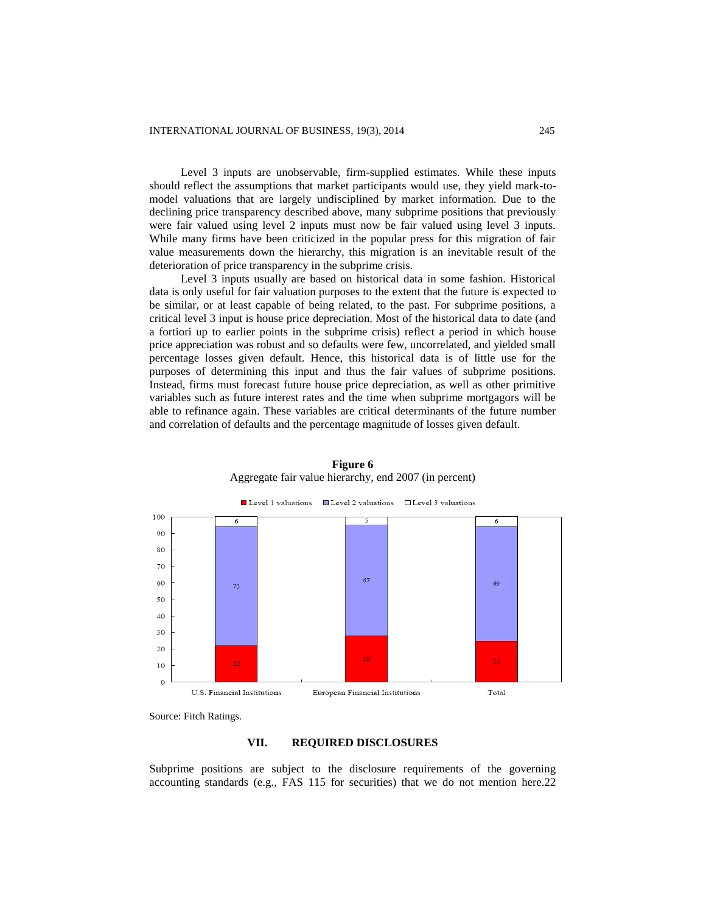Level 3 inputs are unobservable, firm-supplied estimates. While these inputs should reflect the assumptions that market participants would use, they yield mark-to-model valuations that are largely undisciplined by market information. Due to the declining price transparency described above, many subprime positions that previously were fair valued using level 2 inputs must now be fair valued using level 3 inputs. While many firms have been criticized in the popular press for this migration of fair value measurements down the hierarchy, this migration is an inevitable result of the deterioration of price transparency in the subprime crisis.

Level 3 inputs usually are based on historical data in some fashion. Historical data is only useful for fair valuation purposes to the extent that the future is expected to be similar, or at least capable of being related, to the past. For subprime positions, a critical level 3 input is house price depreciation. Most of the historical data to date (and a fortiori up to earlier points in the subprime crisis) reflect a period in which house price appreciation was robust and so defaults were few, uncorrelated, and yielded small percentage losses given default. Hence, this historical data is of little use for the purposes of determining this input and thus the fair values of subprime positions. Instead, firms must forecast future house price depreciation, as well as other primitive variables such as future interest rates and the time when subprime mortgagors will be able to refinance again. These variables are critical determinants of the future number and correlation of defaults and the percentage magnitude of losses given default.

**Figure 6**
Aggregate fair value hierarchy, end 2007 (in percent)

| | Level 1 valuations | Level 2 valuations | Level 3 valuations |
|---|---|---|---|
| U.S. Financial Institutions | 22 | 72 | 6 |
| European Financial Institutions | 28 | 67 | 5 |
| Total | 25 | 69 | 6 |

Source: Fitch Ratings.

## VII. REQUIRED DISCLOSURES

Subprime positions are subject to the disclosure requirements of the governing accounting standards (e.g., FAS 115 for securities) that we do not mention here.22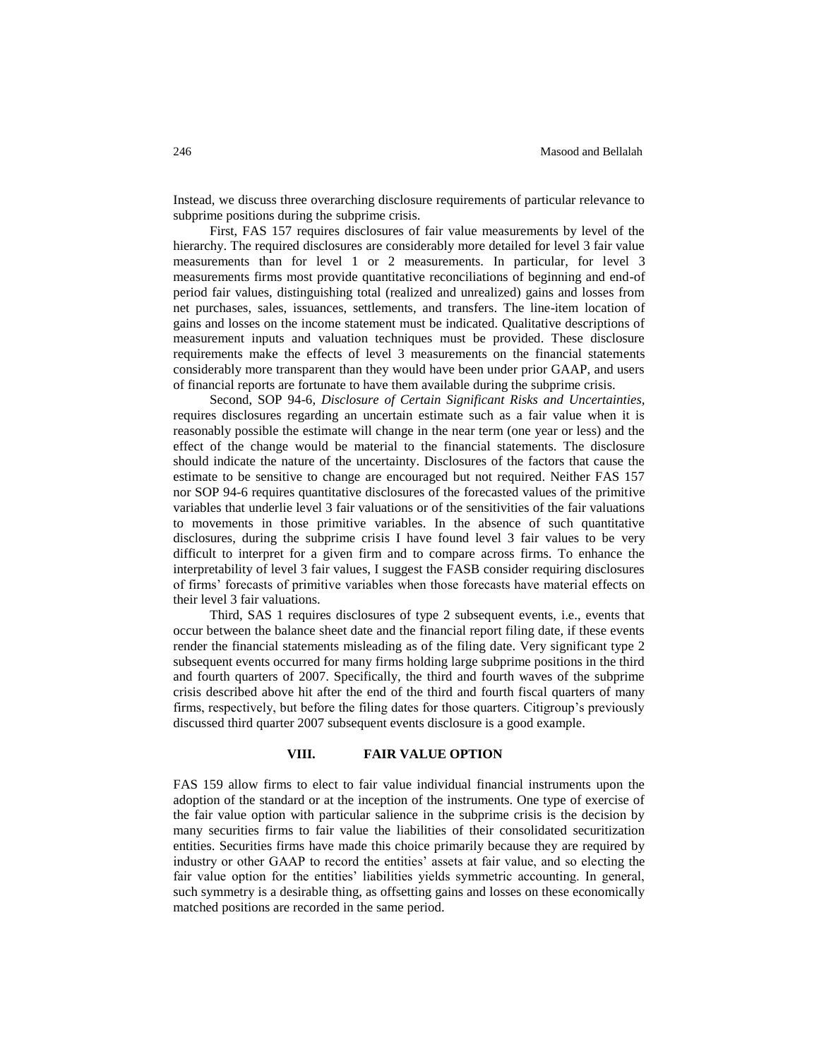Instead, we discuss three overarching disclosure requirements of particular relevance to subprime positions during the subprime crisis.

First, FAS 157 requires disclosures of fair value measurements by level of the hierarchy. The required disclosures are considerably more detailed for level 3 fair value measurements than for level 1 or 2 measurements. In particular, for level 3 measurements firms most provide quantitative reconciliations of beginning and end-of period fair values, distinguishing total (realized and unrealized) gains and losses from net purchases, sales, issuances, settlements, and transfers. The line-item location of gains and losses on the income statement must be indicated. Qualitative descriptions of measurement inputs and valuation techniques must be provided. These disclosure requirements make the effects of level 3 measurements on the financial statements considerably more transparent than they would have been under prior GAAP, and users of financial reports are fortunate to have them available during the subprime crisis.

Second, SOP 94-6, *Disclosure of Certain Significant Risks and Uncertainties*, requires disclosures regarding an uncertain estimate such as a fair value when it is reasonably possible the estimate will change in the near term (one year or less) and the effect of the change would be material to the financial statements. The disclosure should indicate the nature of the uncertainty. Disclosures of the factors that cause the estimate to be sensitive to change are encouraged but not required. Neither FAS 157 nor SOP 94-6 requires quantitative disclosures of the forecasted values of the primitive variables that underlie level 3 fair valuations or of the sensitivities of the fair valuations to movements in those primitive variables. In the absence of such quantitative disclosures, during the subprime crisis I have found level 3 fair values to be very difficult to interpret for a given firm and to compare across firms. To enhance the interpretability of level 3 fair values, I suggest the FASB consider requiring disclosures of firms' forecasts of primitive variables when those forecasts have material effects on their level 3 fair valuations.

Third, SAS 1 requires disclosures of type 2 subsequent events, i.e., events that occur between the balance sheet date and the financial report filing date, if these events render the financial statements misleading as of the filing date. Very significant type 2 subsequent events occurred for many firms holding large subprime positions in the third and fourth quarters of 2007. Specifically, the third and fourth waves of the subprime crisis described above hit after the end of the third and fourth fiscal quarters of many firms, respectively, but before the filing dates for those quarters. Citigroup's previously discussed third quarter 2007 subsequent events disclosure is a good example.

## VIII. FAIR VALUE OPTION

FAS 159 allow firms to elect to fair value individual financial instruments upon the adoption of the standard or at the inception of the instruments. One type of exercise of the fair value option with particular salience in the subprime crisis is the decision by many securities firms to fair value the liabilities of their consolidated securitization entities. Securities firms have made this choice primarily because they are required by industry or other GAAP to record the entities' assets at fair value, and so electing the fair value option for the entities' liabilities yields symmetric accounting. In general, such symmetry is a desirable thing, as offsetting gains and losses on these economically matched positions are recorded in the same period.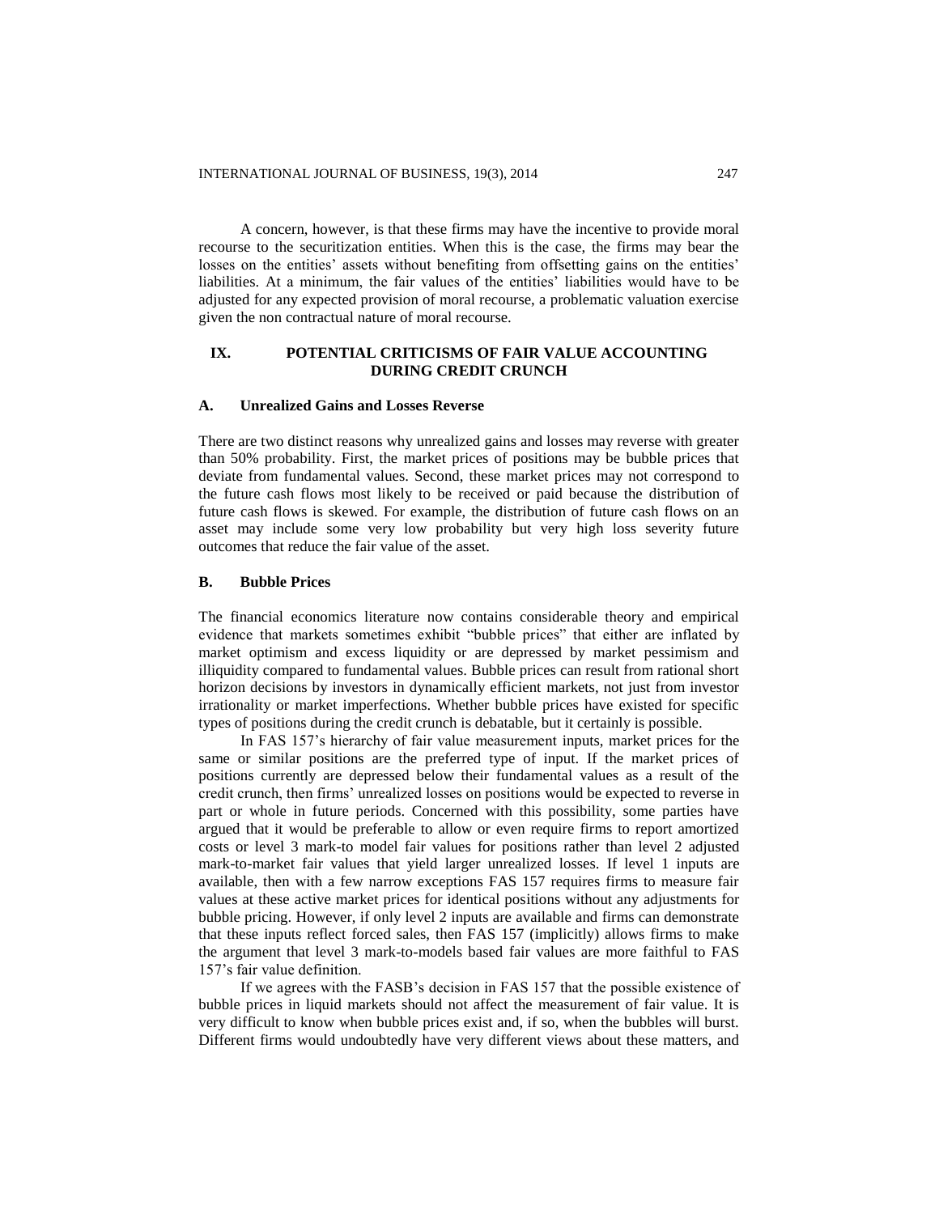A concern, however, is that these firms may have the incentive to provide moral recourse to the securitization entities. When this is the case, the firms may bear the losses on the entities' assets without benefiting from offsetting gains on the entities' liabilities. At a minimum, the fair values of the entities' liabilities would have to be adjusted for any expected provision of moral recourse, a problematic valuation exercise given the non contractual nature of moral recourse.

## IX. POTENTIAL CRITICISMS OF FAIR VALUE ACCOUNTING DURING CREDIT CRUNCH

### A. Unrealized Gains and Losses Reverse

There are two distinct reasons why unrealized gains and losses may reverse with greater than 50% probability. First, the market prices of positions may be bubble prices that deviate from fundamental values. Second, these market prices may not correspond to the future cash flows most likely to be received or paid because the distribution of future cash flows is skewed. For example, the distribution of future cash flows on an asset may include some very low probability but very high loss severity future outcomes that reduce the fair value of the asset.

### B. Bubble Prices

The financial economics literature now contains considerable theory and empirical evidence that markets sometimes exhibit "bubble prices" that either are inflated by market optimism and excess liquidity or are depressed by market pessimism and illiquidity compared to fundamental values. Bubble prices can result from rational short horizon decisions by investors in dynamically efficient markets, not just from investor irrationality or market imperfections. Whether bubble prices have existed for specific types of positions during the credit crunch is debatable, but it certainly is possible.

In FAS 157's hierarchy of fair value measurement inputs, market prices for the same or similar positions are the preferred type of input. If the market prices of positions currently are depressed below their fundamental values as a result of the credit crunch, then firms' unrealized losses on positions would be expected to reverse in part or whole in future periods. Concerned with this possibility, some parties have argued that it would be preferable to allow or even require firms to report amortized costs or level 3 mark-to model fair values for positions rather than level 2 adjusted mark-to-market fair values that yield larger unrealized losses. If level 1 inputs are available, then with a few narrow exceptions FAS 157 requires firms to measure fair values at these active market prices for identical positions without any adjustments for bubble pricing. However, if only level 2 inputs are available and firms can demonstrate that these inputs reflect forced sales, then FAS 157 (implicitly) allows firms to make the argument that level 3 mark-to-models based fair values are more faithful to FAS 157's fair value definition.

If we agrees with the FASB's decision in FAS 157 that the possible existence of bubble prices in liquid markets should not affect the measurement of fair value. It is very difficult to know when bubble prices exist and, if so, when the bubbles will burst. Different firms would undoubtedly have very different views about these matters, and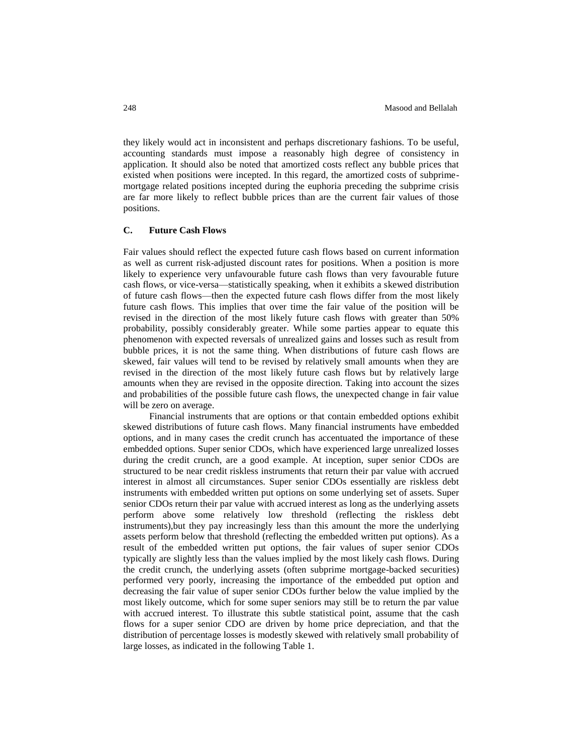they likely would act in inconsistent and perhaps discretionary fashions. To be useful, accounting standards must impose a reasonably high degree of consistency in application. It should also be noted that amortized costs reflect any bubble prices that existed when positions were incepted. In this regard, the amortized costs of subprime-mortgage related positions incepted during the euphoria preceding the subprime crisis are far more likely to reflect bubble prices than are the current fair values of those positions.

### C. Future Cash Flows

Fair values should reflect the expected future cash flows based on current information as well as current risk-adjusted discount rates for positions. When a position is more likely to experience very unfavourable future cash flows than very favourable future cash flows, or vice-versa—statistically speaking, when it exhibits a skewed distribution of future cash flows—then the expected future cash flows differ from the most likely future cash flows. This implies that over time the fair value of the position will be revised in the direction of the most likely future cash flows with greater than 50% probability, possibly considerably greater. While some parties appear to equate this phenomenon with expected reversals of unrealized gains and losses such as result from bubble prices, it is not the same thing. When distributions of future cash flows are skewed, fair values will tend to be revised by relatively small amounts when they are revised in the direction of the most likely future cash flows but by relatively large amounts when they are revised in the opposite direction. Taking into account the sizes and probabilities of the possible future cash flows, the unexpected change in fair value will be zero on average.

Financial instruments that are options or that contain embedded options exhibit skewed distributions of future cash flows. Many financial instruments have embedded options, and in many cases the credit crunch has accentuated the importance of these embedded options. Super senior CDOs, which have experienced large unrealized losses during the credit crunch, are a good example. At inception, super senior CDOs are structured to be near credit riskless instruments that return their par value with accrued interest in almost all circumstances. Super senior CDOs essentially are riskless debt instruments with embedded written put options on some underlying set of assets. Super senior CDOs return their par value with accrued interest as long as the underlying assets perform above some relatively low threshold (reflecting the riskless debt instruments),but they pay increasingly less than this amount the more the underlying assets perform below that threshold (reflecting the embedded written put options). As a result of the embedded written put options, the fair values of super senior CDOs typically are slightly less than the values implied by the most likely cash flows. During the credit crunch, the underlying assets (often subprime mortgage-backed securities) performed very poorly, increasing the importance of the embedded put option and decreasing the fair value of super senior CDOs further below the value implied by the most likely outcome, which for some super seniors may still be to return the par value with accrued interest. To illustrate this subtle statistical point, assume that the cash flows for a super senior CDO are driven by home price depreciation, and that the distribution of percentage losses is modestly skewed with relatively small probability of large losses, as indicated in the following Table 1.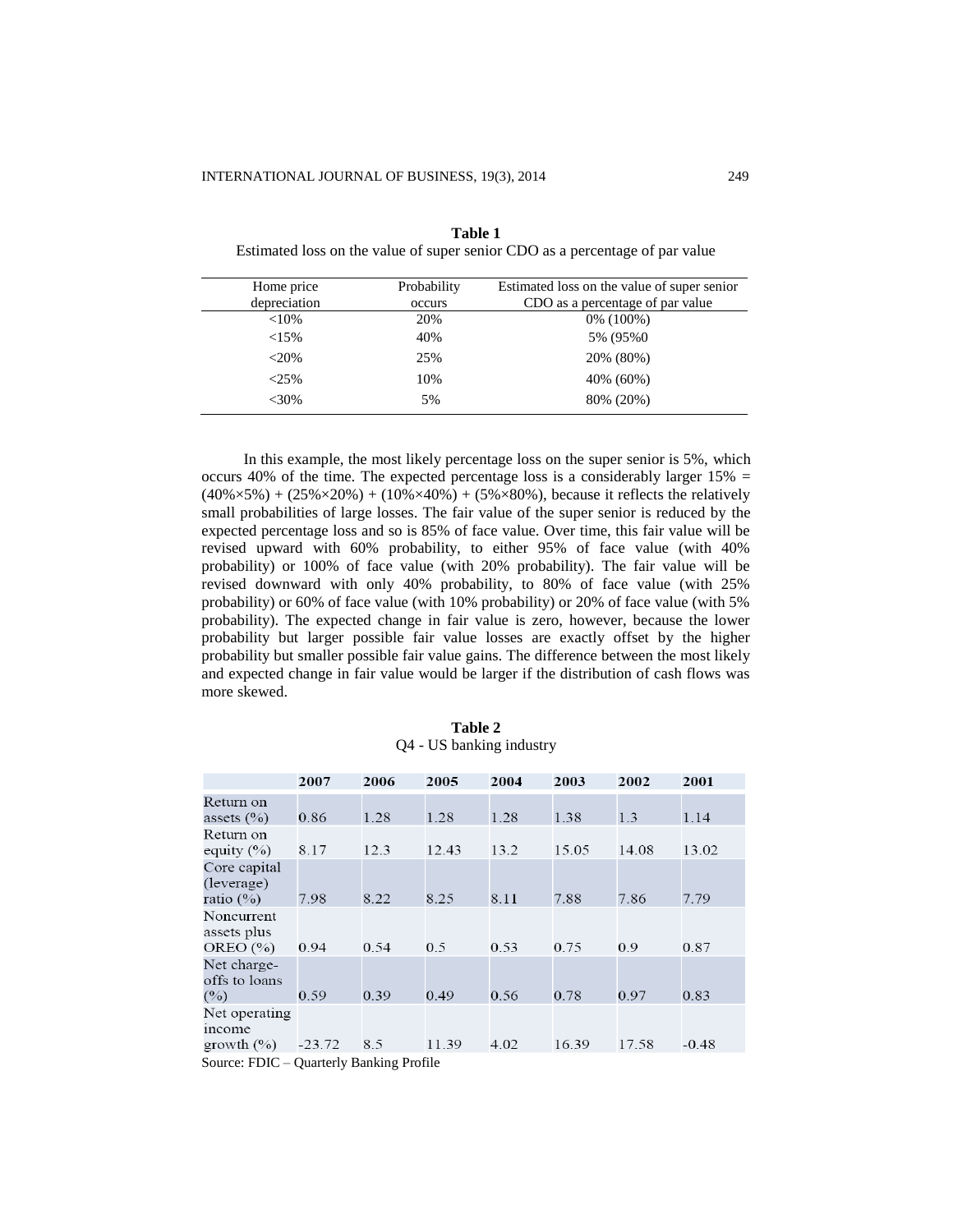**Table 1**
Estimated loss on the value of super senior CDO as a percentage of par value

| Home price depreciation | Probability occurs | Estimated loss on the value of super senior CDO as a percentage of par value |
|---|---|---|
| <10% | 20% | 0% (100%) |
| <15% | 40% | 5% (95%0 |
| <20% | 25% | 20% (80%) |
| <25% | 10% | 40% (60%) |
| <30% | 5% | 80% (20%) |

In this example, the most likely percentage loss on the super senior is 5%, which occurs 40% of the time. The expected percentage loss is a considerably larger 15% = (40%×5%) + (25%×20%) + (10%×40%) + (5%×80%), because it reflects the relatively small probabilities of large losses. The fair value of the super senior is reduced by the expected percentage loss and so is 85% of face value. Over time, this fair value will be revised upward with 60% probability, to either 95% of face value (with 40% probability) or 100% of face value (with 20% probability). The fair value will be revised downward with only 40% probability, to 80% of face value (with 25% probability) or 60% of face value (with 10% probability) or 20% of face value (with 5% probability). The expected change in fair value is zero, however, because the lower probability but larger possible fair value losses are exactly offset by the higher probability but smaller possible fair value gains. The difference between the most likely and expected change in fair value would be larger if the distribution of cash flows was more skewed.

**Table 2**
Q4 - US banking industry

| | 2007 | 2006 | 2005 | 2004 | 2003 | 2002 | 2001 |
|---|---|---|---|---|---|---|---|
| Return on assets (%) | 0.86 | 1.28 | 1.28 | 1.28 | 1.38 | 1.3 | 1.14 |
| Return on equity (%) | 8.17 | 12.3 | 12.43 | 13.2 | 15.05 | 14.08 | 13.02 |
| Core capital (leverage) ratio (%) | 7.98 | 8.22 | 8.25 | 8.11 | 7.88 | 7.86 | 7.79 |
| Noncurrent assets plus OREO (%) | 0.94 | 0.54 | 0.5 | 0.53 | 0.75 | 0.9 | 0.87 |
| Net charge-offs to loans (%) | 0.59 | 0.39 | 0.49 | 0.56 | 0.78 | 0.97 | 0.83 |
| Net operating income growth (%) | -23.72 | 8.5 | 11.39 | 4.02 | 16.39 | 17.58 | -0.48 |

Source: FDIC – Quarterly Banking Profile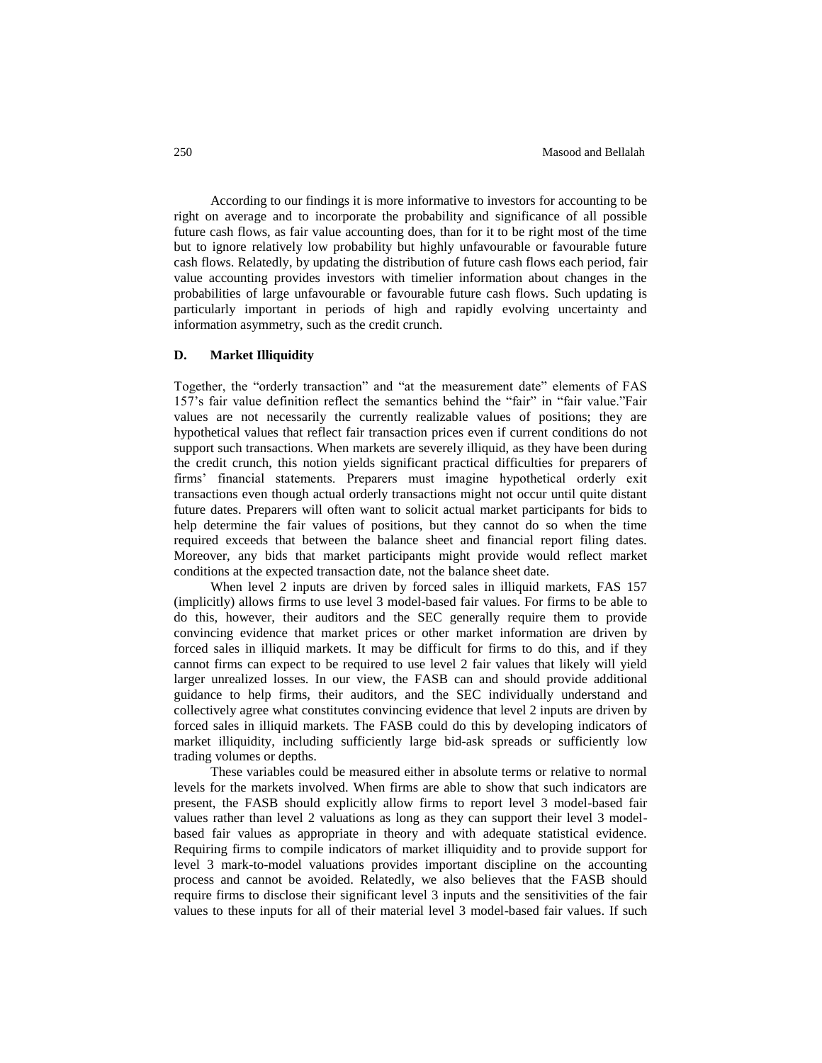According to our findings it is more informative to investors for accounting to be right on average and to incorporate the probability and significance of all possible future cash flows, as fair value accounting does, than for it to be right most of the time but to ignore relatively low probability but highly unfavourable or favourable future cash flows. Relatedly, by updating the distribution of future cash flows each period, fair value accounting provides investors with timelier information about changes in the probabilities of large unfavourable or favourable future cash flows. Such updating is particularly important in periods of high and rapidly evolving uncertainty and information asymmetry, such as the credit crunch.

### D. Market Illiquidity

Together, the "orderly transaction" and "at the measurement date" elements of FAS 157's fair value definition reflect the semantics behind the "fair" in "fair value."Fair values are not necessarily the currently realizable values of positions; they are hypothetical values that reflect fair transaction prices even if current conditions do not support such transactions. When markets are severely illiquid, as they have been during the credit crunch, this notion yields significant practical difficulties for preparers of firms' financial statements. Preparers must imagine hypothetical orderly exit transactions even though actual orderly transactions might not occur until quite distant future dates. Preparers will often want to solicit actual market participants for bids to help determine the fair values of positions, but they cannot do so when the time required exceeds that between the balance sheet and financial report filing dates. Moreover, any bids that market participants might provide would reflect market conditions at the expected transaction date, not the balance sheet date.

When level 2 inputs are driven by forced sales in illiquid markets, FAS 157 (implicitly) allows firms to use level 3 model-based fair values. For firms to be able to do this, however, their auditors and the SEC generally require them to provide convincing evidence that market prices or other market information are driven by forced sales in illiquid markets. It may be difficult for firms to do this, and if they cannot firms can expect to be required to use level 2 fair values that likely will yield larger unrealized losses. In our view, the FASB can and should provide additional guidance to help firms, their auditors, and the SEC individually understand and collectively agree what constitutes convincing evidence that level 2 inputs are driven by forced sales in illiquid markets. The FASB could do this by developing indicators of market illiquidity, including sufficiently large bid-ask spreads or sufficiently low trading volumes or depths.

These variables could be measured either in absolute terms or relative to normal levels for the markets involved. When firms are able to show that such indicators are present, the FASB should explicitly allow firms to report level 3 model-based fair values rather than level 2 valuations as long as they can support their level 3 model-based fair values as appropriate in theory and with adequate statistical evidence. Requiring firms to compile indicators of market illiquidity and to provide support for level 3 mark-to-model valuations provides important discipline on the accounting process and cannot be avoided. Relatedly, we also believes that the FASB should require firms to disclose their significant level 3 inputs and the sensitivities of the fair values to these inputs for all of their material level 3 model-based fair values. If such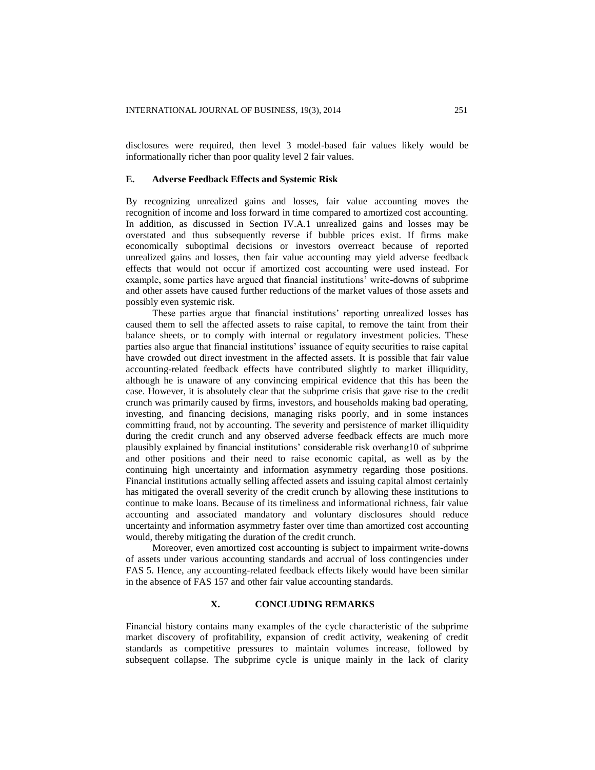disclosures were required, then level 3 model-based fair values likely would be informationally richer than poor quality level 2 fair values.

### E. Adverse Feedback Effects and Systemic Risk

By recognizing unrealized gains and losses, fair value accounting moves the recognition of income and loss forward in time compared to amortized cost accounting. In addition, as discussed in Section IV.A.1 unrealized gains and losses may be overstated and thus subsequently reverse if bubble prices exist. If firms make economically suboptimal decisions or investors overreact because of reported unrealized gains and losses, then fair value accounting may yield adverse feedback effects that would not occur if amortized cost accounting were used instead. For example, some parties have argued that financial institutions' write-downs of subprime and other assets have caused further reductions of the market values of those assets and possibly even systemic risk.

These parties argue that financial institutions' reporting unrealized losses has caused them to sell the affected assets to raise capital, to remove the taint from their balance sheets, or to comply with internal or regulatory investment policies. These parties also argue that financial institutions' issuance of equity securities to raise capital have crowded out direct investment in the affected assets. It is possible that fair value accounting-related feedback effects have contributed slightly to market illiquidity, although he is unaware of any convincing empirical evidence that this has been the case. However, it is absolutely clear that the subprime crisis that gave rise to the credit crunch was primarily caused by firms, investors, and households making bad operating, investing, and financing decisions, managing risks poorly, and in some instances committing fraud, not by accounting. The severity and persistence of market illiquidity during the credit crunch and any observed adverse feedback effects are much more plausibly explained by financial institutions' considerable risk overhang[10] of subprime and other positions and their need to raise economic capital, as well as by the continuing high uncertainty and information asymmetry regarding those positions. Financial institutions actually selling affected assets and issuing capital almost certainly has mitigated the overall severity of the credit crunch by allowing these institutions to continue to make loans. Because of its timeliness and informational richness, fair value accounting and associated mandatory and voluntary disclosures should reduce uncertainty and information asymmetry faster over time than amortized cost accounting would, thereby mitigating the duration of the credit crunch.

Moreover, even amortized cost accounting is subject to impairment write-downs of assets under various accounting standards and accrual of loss contingencies under FAS 5. Hence, any accounting-related feedback effects likely would have been similar in the absence of FAS 157 and other fair value accounting standards.

## X. CONCLUDING REMARKS

Financial history contains many examples of the cycle characteristic of the subprime market discovery of profitability, expansion of credit activity, weakening of credit standards as competitive pressures to maintain volumes increase, followed by subsequent collapse. The subprime cycle is unique mainly in the lack of clarity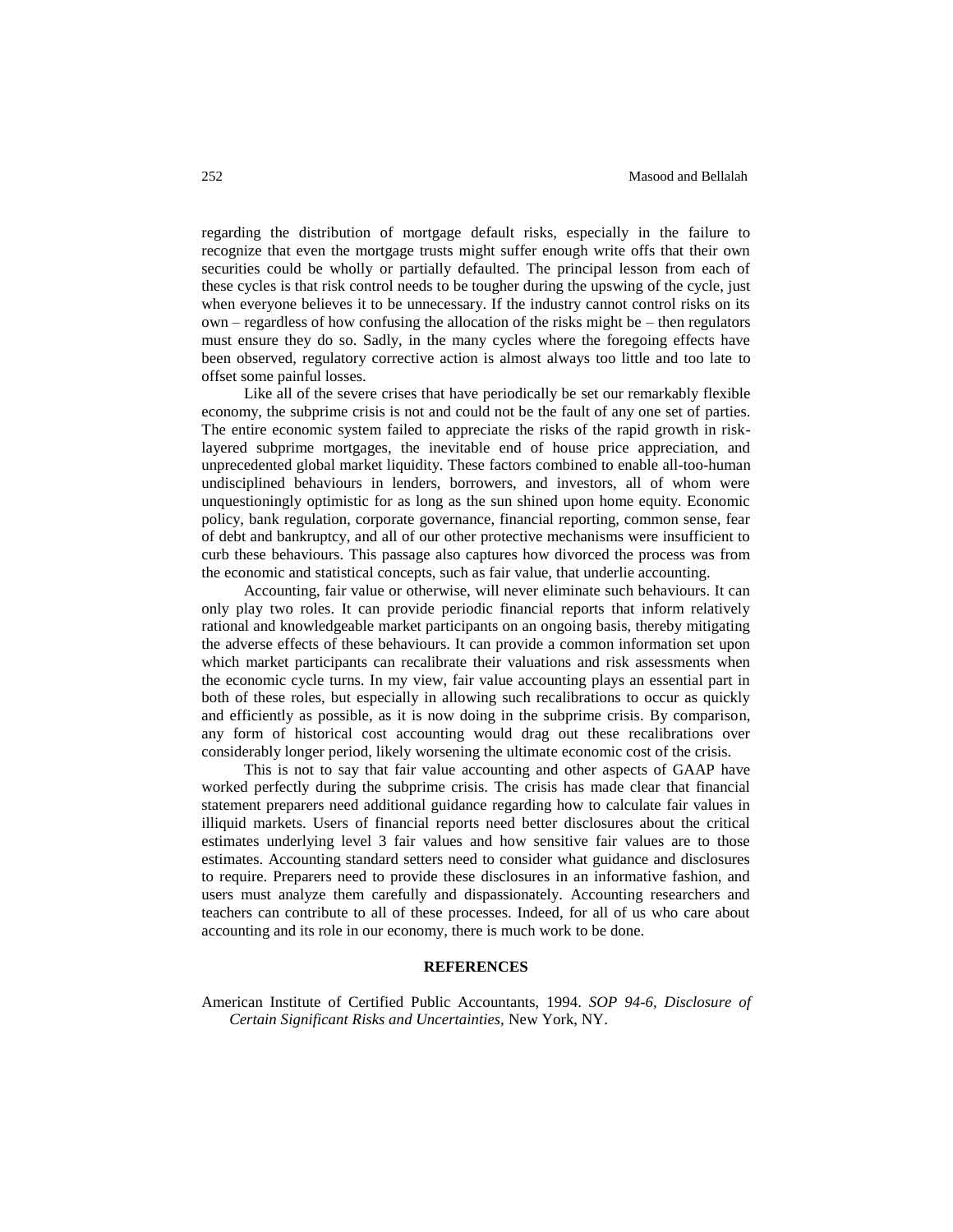regarding the distribution of mortgage default risks, especially in the failure to recognize that even the mortgage trusts might suffer enough write offs that their own securities could be wholly or partially defaulted. The principal lesson from each of these cycles is that risk control needs to be tougher during the upswing of the cycle, just when everyone believes it to be unnecessary. If the industry cannot control risks on its own – regardless of how confusing the allocation of the risks might be – then regulators must ensure they do so. Sadly, in the many cycles where the foregoing effects have been observed, regulatory corrective action is almost always too little and too late to offset some painful losses.

Like all of the severe crises that have periodically be set our remarkably flexible economy, the subprime crisis is not and could not be the fault of any one set of parties. The entire economic system failed to appreciate the risks of the rapid growth in risk-layered subprime mortgages, the inevitable end of house price appreciation, and unprecedented global market liquidity. These factors combined to enable all-too-human undisciplined behaviours in lenders, borrowers, and investors, all of whom were unquestioningly optimistic for as long as the sun shined upon home equity. Economic policy, bank regulation, corporate governance, financial reporting, common sense, fear of debt and bankruptcy, and all of our other protective mechanisms were insufficient to curb these behaviours. This passage also captures how divorced the process was from the economic and statistical concepts, such as fair value, that underlie accounting.

Accounting, fair value or otherwise, will never eliminate such behaviours. It can only play two roles. It can provide periodic financial reports that inform relatively rational and knowledgeable market participants on an ongoing basis, thereby mitigating the adverse effects of these behaviours. It can provide a common information set upon which market participants can recalibrate their valuations and risk assessments when the economic cycle turns. In my view, fair value accounting plays an essential part in both of these roles, but especially in allowing such recalibrations to occur as quickly and efficiently as possible, as it is now doing in the subprime crisis. By comparison, any form of historical cost accounting would drag out these recalibrations over considerably longer period, likely worsening the ultimate economic cost of the crisis.

This is not to say that fair value accounting and other aspects of GAAP have worked perfectly during the subprime crisis. The crisis has made clear that financial statement preparers need additional guidance regarding how to calculate fair values in illiquid markets. Users of financial reports need better disclosures about the critical estimates underlying level 3 fair values and how sensitive fair values are to those estimates. Accounting standard setters need to consider what guidance and disclosures to require. Preparers need to provide these disclosures in an informative fashion, and users must analyze them carefully and dispassionately. Accounting researchers and teachers can contribute to all of these processes. Indeed, for all of us who care about accounting and its role in our economy, there is much work to be done.

## REFERENCES

American Institute of Certified Public Accountants, 1994. *SOP 94-6, Disclosure of Certain Significant Risks and Uncertainties*, New York, NY.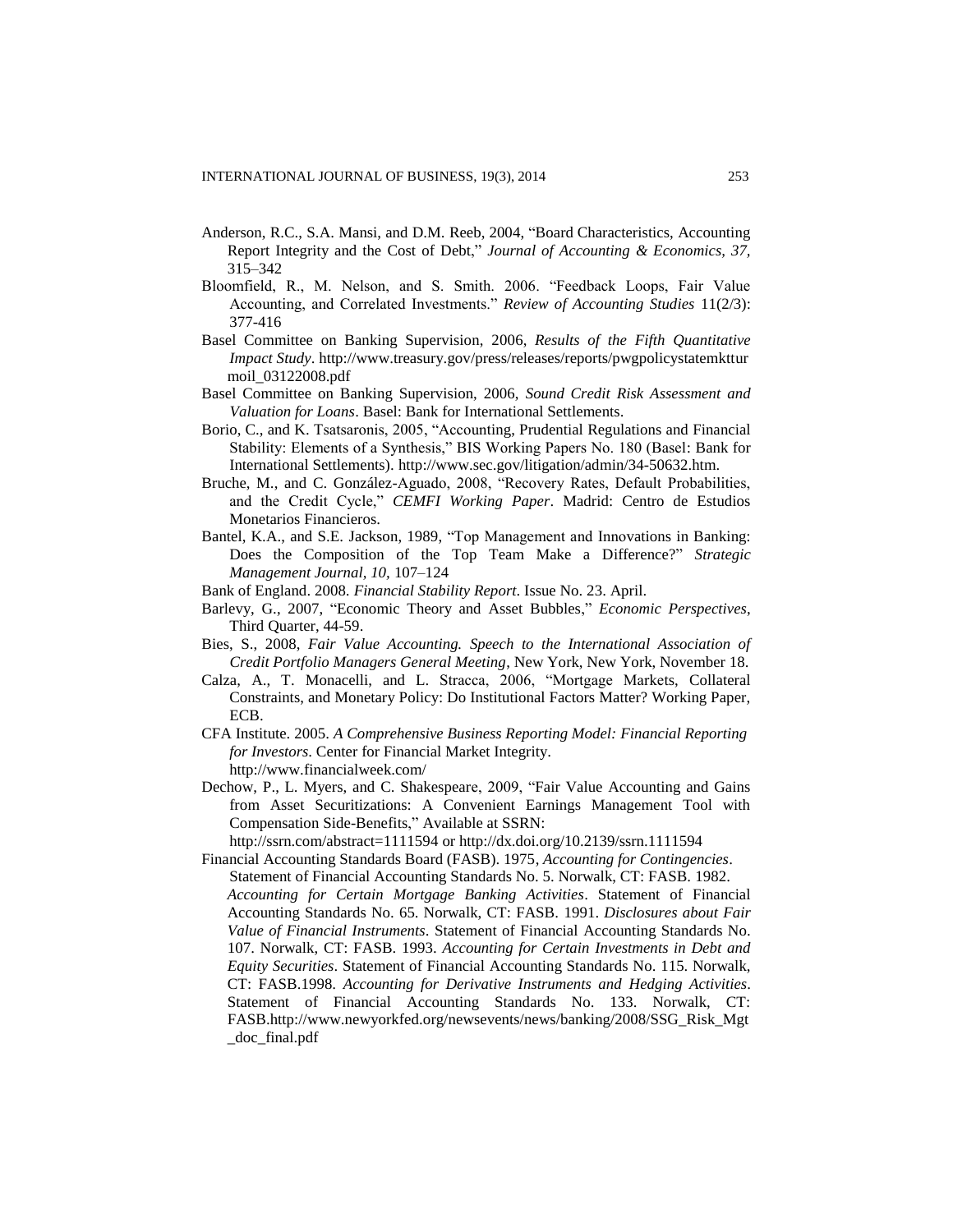Anderson, R.C., S.A. Mansi, and D.M. Reeb, 2004, "Board Characteristics, Accounting Report Integrity and the Cost of Debt," *Journal of Accounting & Economics, 37,* 315–342

Bloomfield, R., M. Nelson, and S. Smith. 2006. "Feedback Loops, Fair Value Accounting, and Correlated Investments." *Review of Accounting Studies* 11(2/3): 377-416

Basel Committee on Banking Supervision, 2006, *Results of the Fifth Quantitative Impact Study*. http://www.treasury.gov/press/releases/reports/pwgpolicystatemktturmoil_03122008.pdf

Basel Committee on Banking Supervision, 2006, *Sound Credit Risk Assessment and Valuation for Loans*. Basel: Bank for International Settlements.

Borio, C., and K. Tsatsaronis, 2005, "Accounting, Prudential Regulations and Financial Stability: Elements of a Synthesis," BIS Working Papers No. 180 (Basel: Bank for International Settlements). http://www.sec.gov/litigation/admin/34-50632.htm.

Bruche, M., and C. González-Aguado, 2008, "Recovery Rates, Default Probabilities, and the Credit Cycle," *CEMFI Working Paper*. Madrid: Centro de Estudios Monetarios Financieros.

Bantel, K.A., and S.E. Jackson, 1989, "Top Management and Innovations in Banking: Does the Composition of the Top Team Make a Difference?" *Strategic Management Journal, 10,* 107–124

Bank of England. 2008. *Financial Stability Report*. Issue No. 23. April.

Barlevy, G., 2007, "Economic Theory and Asset Bubbles," *Economic Perspectives*, Third Quarter, 44-59.

Bies, S., 2008, *Fair Value Accounting. Speech to the International Association of Credit Portfolio Managers General Meeting*, New York, New York, November 18.

Calza, A., T. Monacelli, and L. Stracca, 2006, "Mortgage Markets, Collateral Constraints, and Monetary Policy: Do Institutional Factors Matter? Working Paper, ECB.

CFA Institute. 2005. *A Comprehensive Business Reporting Model: Financial Reporting for Investors*. Center for Financial Market Integrity. http://www.financialweek.com/

Dechow, P., L. Myers, and C. Shakespeare, 2009, "Fair Value Accounting and Gains from Asset Securitizations: A Convenient Earnings Management Tool with Compensation Side-Benefits," Available at SSRN: http://ssrn.com/abstract=1111594 or http://dx.doi.org/10.2139/ssrn.1111594

Financial Accounting Standards Board (FASB). 1975, *Accounting for Contingencies*. Statement of Financial Accounting Standards No. 5. Norwalk, CT: FASB. 1982. *Accounting for Certain Mortgage Banking Activities*. Statement of Financial Accounting Standards No. 65. Norwalk, CT: FASB. 1991. *Disclosures about Fair Value of Financial Instruments*. Statement of Financial Accounting Standards No. 107. Norwalk, CT: FASB. 1993. *Accounting for Certain Investments in Debt and Equity Securities*. Statement of Financial Accounting Standards No. 115. Norwalk, CT: FASB.1998. *Accounting for Derivative Instruments and Hedging Activities*. Statement of Financial Accounting Standards No. 133. Norwalk, CT: FASB.http://www.newyorkfed.org/newsevents/news/banking/2008/SSG_Risk_Mgt_doc_final.pdf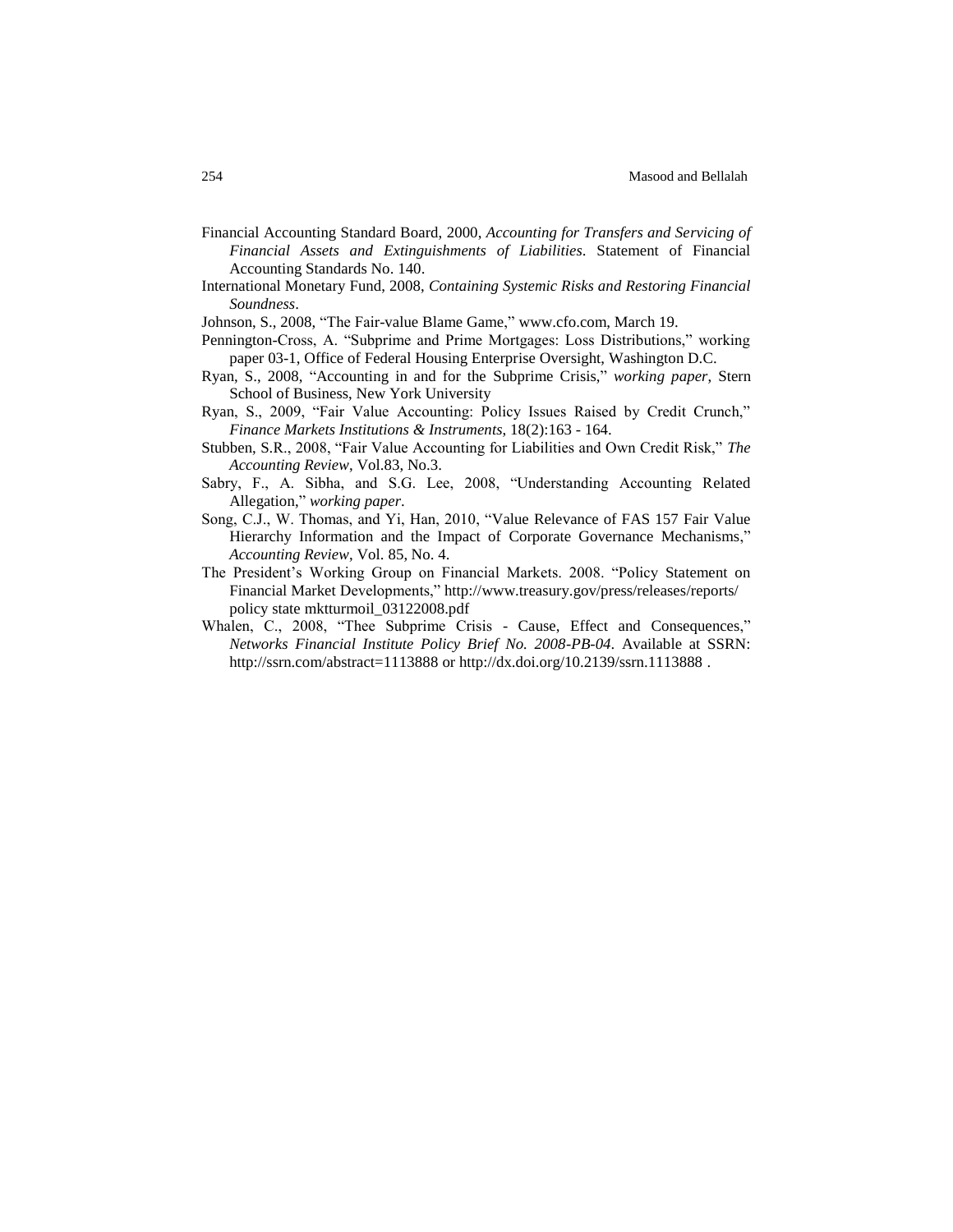Financial Accounting Standard Board, 2000, *Accounting for Transfers and Servicing of Financial Assets and Extinguishments of Liabilities*. Statement of Financial Accounting Standards No. 140.

International Monetary Fund, 2008, *Containing Systemic Risks and Restoring Financial Soundness*.

Johnson, S., 2008, "The Fair-value Blame Game," www.cfo.com, March 19.

Pennington-Cross, A. "Subprime and Prime Mortgages: Loss Distributions," working paper 03-1, Office of Federal Housing Enterprise Oversight, Washington D.C.

Ryan, S., 2008, "Accounting in and for the Subprime Crisis," *working paper*, Stern School of Business, New York University

Ryan, S., 2009, "Fair Value Accounting: Policy Issues Raised by Credit Crunch," *Finance Markets Institutions & Instruments*, 18(2):163 - 164.

Stubben, S.R., 2008, "Fair Value Accounting for Liabilities and Own Credit Risk," *The Accounting Review*, Vol.83, No.3.

Sabry, F., A. Sibha, and S.G. Lee, 2008, "Understanding Accounting Related Allegation," *working paper*.

Song, C.J., W. Thomas, and Yi, Han, 2010, "Value Relevance of FAS 157 Fair Value Hierarchy Information and the Impact of Corporate Governance Mechanisms," *Accounting Review*, Vol. 85, No. 4.

The President's Working Group on Financial Markets. 2008. "Policy Statement on Financial Market Developments," http://www.treasury.gov/press/releases/reports/ policy state mktturmoil_03122008.pdf

Whalen, C., 2008, "Thee Subprime Crisis - Cause, Effect and Consequences," *Networks Financial Institute Policy Brief No. 2008-PB-04*. Available at SSRN: http://ssrn.com/abstract=1113888 or http://dx.doi.org/10.2139/ssrn.1113888 .